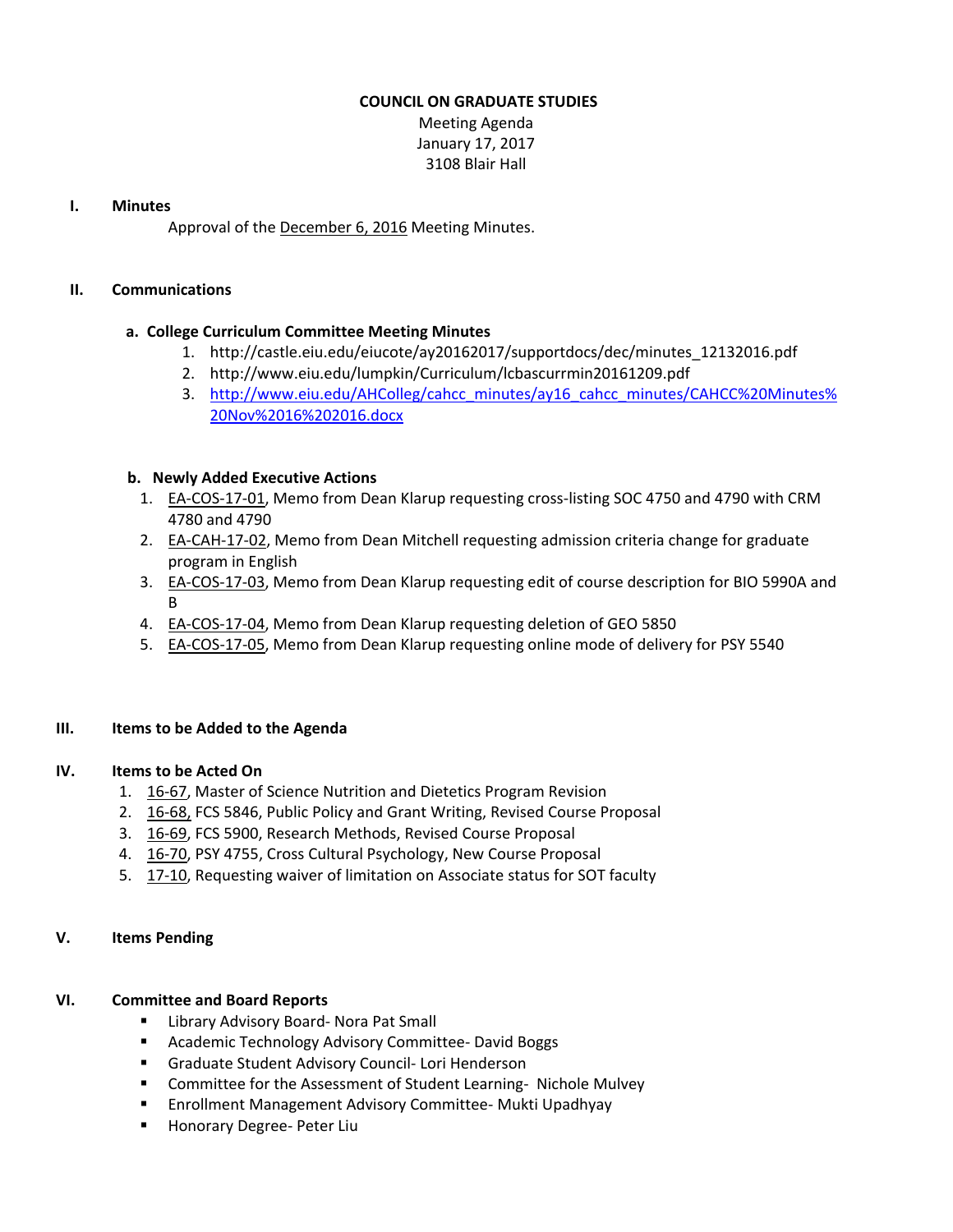# COUNCIL ON GRADUATE STUDIES

Meeting Agenda
January 17, 2017
3108 Blair Hall

## I. Minutes

Approval of the December 6, 2016 Meeting Minutes.

## II. Communications

### a. College Curriculum Committee Meeting Minutes

1. http://castle.eiu.edu/eiucote/ay20162017/supportdocs/dec/minutes_12132016.pdf
2. http://www.eiu.edu/lumpkin/Curriculum/lcbascurrmin20161209.pdf
3. http://www.eiu.edu/AHColleg/cahcc_minutes/ay16_cahcc_minutes/CAHCC%20Minutes%20Nov%2016%202016.docx

### b. Newly Added Executive Actions

1. EA-COS-17-01, Memo from Dean Klarup requesting cross-listing SOC 4750 and 4790 with CRM 4780 and 4790
2. EA-CAH-17-02, Memo from Dean Mitchell requesting admission criteria change for graduate program in English
3. EA-COS-17-03, Memo from Dean Klarup requesting edit of course description for BIO 5990A and B
4. EA-COS-17-04, Memo from Dean Klarup requesting deletion of GEO 5850
5. EA-COS-17-05, Memo from Dean Klarup requesting online mode of delivery for PSY 5540

## III. Items to be Added to the Agenda

## IV. Items to be Acted On

1. 16-67, Master of Science Nutrition and Dietetics Program Revision
2. 16-68, FCS 5846, Public Policy and Grant Writing, Revised Course Proposal
3. 16-69, FCS 5900, Research Methods, Revised Course Proposal
4. 16-70, PSY 4755, Cross Cultural Psychology, New Course Proposal
5. 17-10, Requesting waiver of limitation on Associate status for SOT faculty

## V. Items Pending

## VI. Committee and Board Reports

- Library Advisory Board- Nora Pat Small
- Academic Technology Advisory Committee- David Boggs
- Graduate Student Advisory Council- Lori Henderson
- Committee for the Assessment of Student Learning- Nichole Mulvey
- Enrollment Management Advisory Committee- Mukti Upadhyay
- Honorary Degree- Peter Liu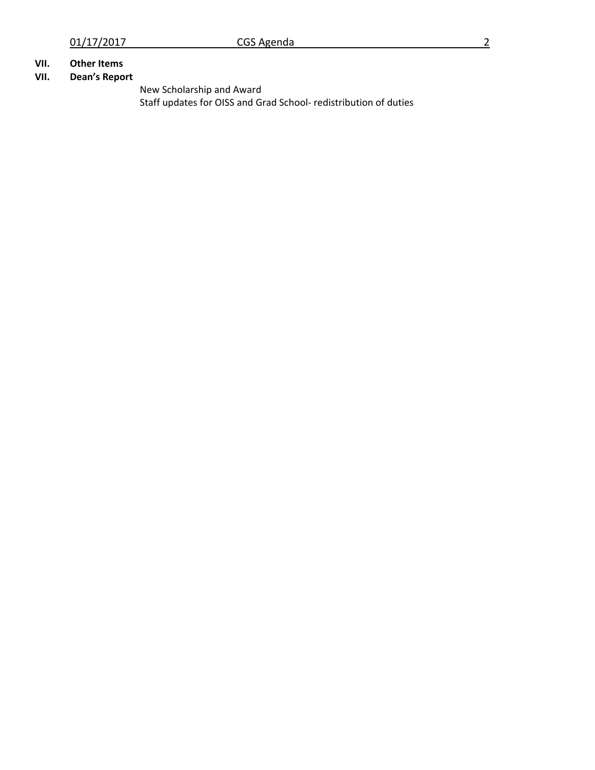**VII. Other Items**

**VII. Dean's Report**

New Scholarship and Award
Staff updates for OISS and Grad School- redistribution of duties